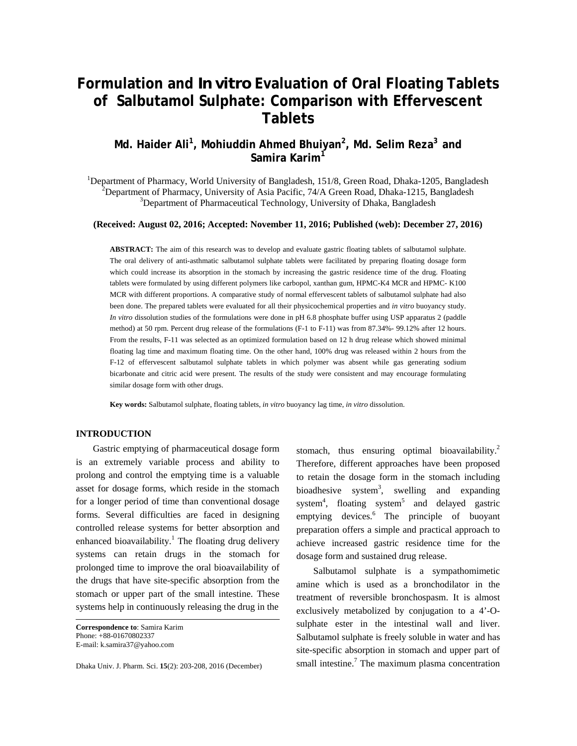# Formulation and *In vitro* Evaluation of Oral Floating Tablets of Salbutamol Sulphate: Comparison with Effervescent Tablets

**Md. Haider Ali[1], Mohiuddin Ahmed Bhuiyan[2], Md. Selim Reza[3] and Samira Karim[1]**

[1]Department of Pharmacy, World University of Bangladesh, 151/8, Green Road, Dhaka-1205, Bangladesh
[2]Department of Pharmacy, University of Asia Pacific, 74/A Green Road, Dhaka-1215, Bangladesh
[3]Department of Pharmaceutical Technology, University of Dhaka, Bangladesh

**(Received: August 02, 2016; Accepted: November 11, 2016; Published (web): December 27, 2016)**

**ABSTRACT:** The aim of this research was to develop and evaluate gastric floating tablets of salbutamol sulphate. The oral delivery of anti-asthmatic salbutamol sulphate tablets were facilitated by preparing floating dosage form which could increase its absorption in the stomach by increasing the gastric residence time of the drug. Floating tablets were formulated by using different polymers like carbopol, xanthan gum, HPMC-K4 MCR and HPMC- K100 MCR with different proportions. A comparative study of normal effervescent tablets of salbutamol sulphate had also been done. The prepared tablets were evaluated for all their physicochemical properties and *in vitro* buoyancy study. *In vitro* dissolution studies of the formulations were done in pH 6.8 phosphate buffer using USP apparatus 2 (paddle method) at 50 rpm. Percent drug release of the formulations (F-1 to F-11) was from 87.34%- 99.12% after 12 hours. From the results, F-11 was selected as an optimized formulation based on 12 h drug release which showed minimal floating lag time and maximum floating time. On the other hand, 100% drug was released within 2 hours from the F-12 of effervescent salbutamol sulphate tablets in which polymer was absent while gas generating sodium bicarbonate and citric acid were present. The results of the study were consistent and may encourage formulating similar dosage form with other drugs.

**Key words:** Salbutamol sulphate, floating tablets, *in vitro* buoyancy lag time, *in vitro* dissolution.

## INTRODUCTION

Gastric emptying of pharmaceutical dosage form is an extremely variable process and ability to prolong and control the emptying time is a valuable asset for dosage forms, which reside in the stomach for a longer period of time than conventional dosage forms. Several difficulties are faced in designing controlled release systems for better absorption and enhanced bioavailability.[1] The floating drug delivery systems can retain drugs in the stomach for prolonged time to improve the oral bioavailability of the drugs that have site-specific absorption from the stomach or upper part of the small intestine. These systems help in continuously releasing the drug in the stomach, thus ensuring optimal bioavailability.[2] Therefore, different approaches have been proposed to retain the dosage form in the stomach including bioadhesive system[3], swelling and expanding system[4], floating system[5] and delayed gastric emptying devices.[6] The principle of buoyant preparation offers a simple and practical approach to achieve increased gastric residence time for the dosage form and sustained drug release.

Salbutamol sulphate is a sympathomimetic amine which is used as a bronchodilator in the treatment of reversible bronchospasm. It is almost exclusively metabolized by conjugation to a 4'-O-sulphate ester in the intestinal wall and liver. Salbutamol sulphate is freely soluble in water and has site-specific absorption in stomach and upper part of small intestine.[7] The maximum plasma concentration

**Correspondence to**: Samira Karim
Phone: +88-01670802337
E-mail: k.samira37@yahoo.com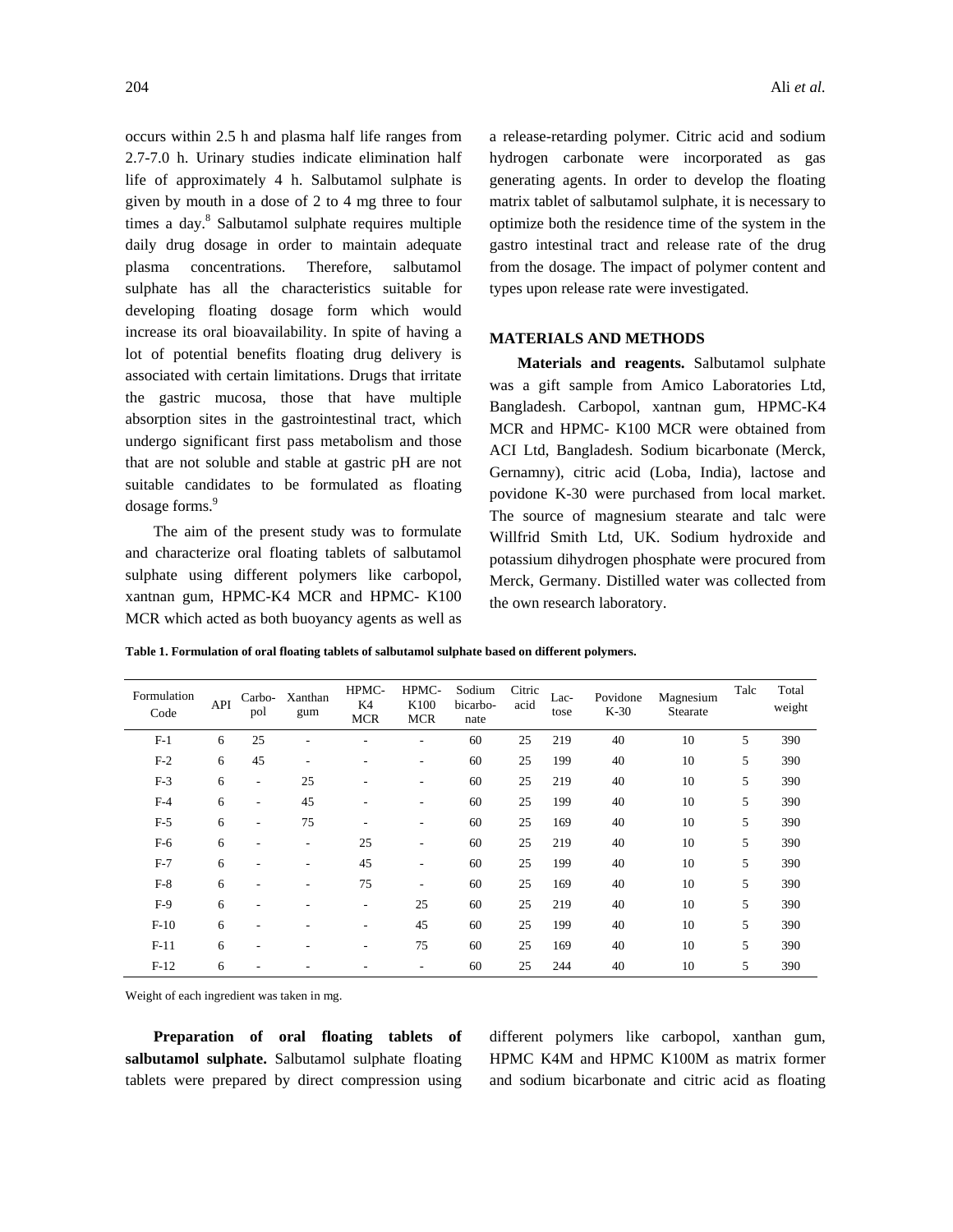occurs within 2.5 h and plasma half life ranges from 2.7-7.0 h. Urinary studies indicate elimination half life of approximately 4 h. Salbutamol sulphate is given by mouth in a dose of 2 to 4 mg three to four times a day.[8] Salbutamol sulphate requires multiple daily drug dosage in order to maintain adequate plasma concentrations. Therefore, salbutamol sulphate has all the characteristics suitable for developing floating dosage form which would increase its oral bioavailability. In spite of having a lot of potential benefits floating drug delivery is associated with certain limitations. Drugs that irritate the gastric mucosa, those that have multiple absorption sites in the gastrointestinal tract, which undergo significant first pass metabolism and those that are not soluble and stable at gastric pH are not suitable candidates to be formulated as floating dosage forms.[9]

The aim of the present study was to formulate and characterize oral floating tablets of salbutamol sulphate using different polymers like carbopol, xantnan gum, HPMC-K4 MCR and HPMC- K100 MCR which acted as both buoyancy agents as well as a release-retarding polymer. Citric acid and sodium hydrogen carbonate were incorporated as gas generating agents. In order to develop the floating matrix tablet of salbutamol sulphate, it is necessary to optimize both the residence time of the system in the gastro intestinal tract and release rate of the drug from the dosage. The impact of polymer content and types upon release rate were investigated.

## MATERIALS AND METHODS

**Materials and reagents.** Salbutamol sulphate was a gift sample from Amico Laboratories Ltd, Bangladesh. Carbopol, xantnan gum, HPMC-K4 MCR and HPMC- K100 MCR were obtained from ACI Ltd, Bangladesh. Sodium bicarbonate (Merck, Gernamny), citric acid (Loba, India), lactose and povidone K-30 were purchased from local market. The source of magnesium stearate and talc were Willfrid Smith Ltd, UK. Sodium hydroxide and potassium dihydrogen phosphate were procured from Merck, Germany. Distilled water was collected from the own research laboratory.

**Table 1. Formulation of oral floating tablets of salbutamol sulphate based on different polymers.**

| Formulation Code | API | Carbo-pol | Xanthan gum | HPMC-K4 MCR | HPMC-K100 MCR | Sodium bicarbo-nate | Citric acid | Lac-tose | Povidone K-30 | Magnesium Stearate | Talc | Total weight |
|---|---|---|---|---|---|---|---|---|---|---|---|---|
| F-1 | 6 | 25 | - | - | - | 60 | 25 | 219 | 40 | 10 | 5 | 390 |
| F-2 | 6 | 45 | - | - | - | 60 | 25 | 199 | 40 | 10 | 5 | 390 |
| F-3 | 6 | - | 25 | - | - | 60 | 25 | 219 | 40 | 10 | 5 | 390 |
| F-4 | 6 | - | 45 | - | - | 60 | 25 | 199 | 40 | 10 | 5 | 390 |
| F-5 | 6 | - | 75 | - | - | 60 | 25 | 169 | 40 | 10 | 5 | 390 |
| F-6 | 6 | - | - | 25 | - | 60 | 25 | 219 | 40 | 10 | 5 | 390 |
| F-7 | 6 | - | - | 45 | - | 60 | 25 | 199 | 40 | 10 | 5 | 390 |
| F-8 | 6 | - | - | 75 | - | 60 | 25 | 169 | 40 | 10 | 5 | 390 |
| F-9 | 6 | - | - | - | 25 | 60 | 25 | 219 | 40 | 10 | 5 | 390 |
| F-10 | 6 | - | - | - | 45 | 60 | 25 | 199 | 40 | 10 | 5 | 390 |
| F-11 | 6 | - | - | - | 75 | 60 | 25 | 169 | 40 | 10 | 5 | 390 |
| F-12 | 6 | - | - | - | - | 60 | 25 | 244 | 40 | 10 | 5 | 390 |

Weight of each ingredient was taken in mg.

**Preparation of oral floating tablets of salbutamol sulphate.** Salbutamol sulphate floating tablets were prepared by direct compression using different polymers like carbopol, xanthan gum, HPMC K4M and HPMC K100M as matrix former and sodium bicarbonate and citric acid as floating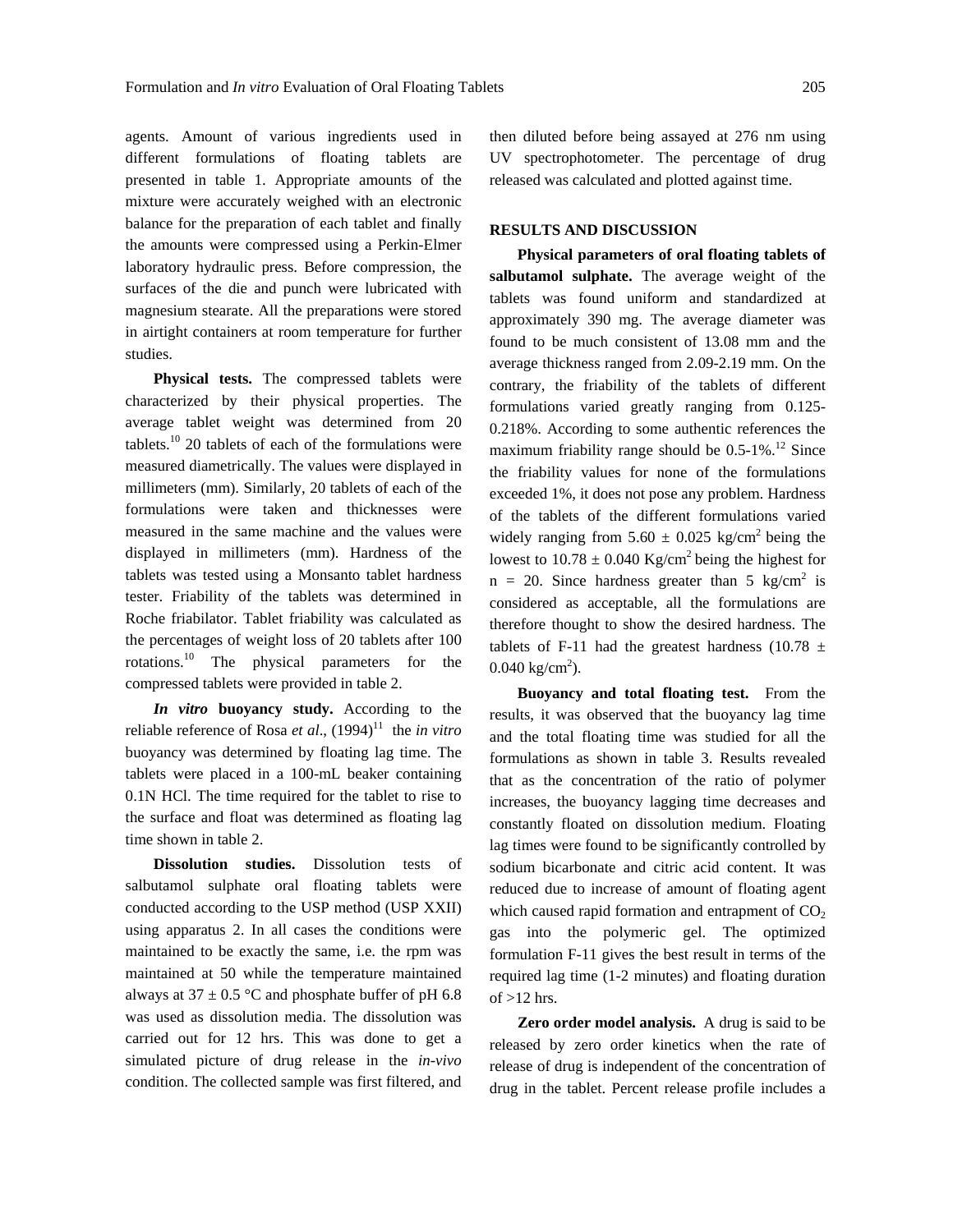agents. Amount of various ingredients used in different formulations of floating tablets are presented in table 1. Appropriate amounts of the mixture were accurately weighed with an electronic balance for the preparation of each tablet and finally the amounts were compressed using a Perkin-Elmer laboratory hydraulic press. Before compression, the surfaces of the die and punch were lubricated with magnesium stearate. All the preparations were stored in airtight containers at room temperature for further studies.

**Physical tests.** The compressed tablets were characterized by their physical properties. The average tablet weight was determined from 20 tablets.[10] 20 tablets of each of the formulations were measured diametrically. The values were displayed in millimeters (mm). Similarly, 20 tablets of each of the formulations were taken and thicknesses were measured in the same machine and the values were displayed in millimeters (mm). Hardness of the tablets was tested using a Monsanto tablet hardness tester. Friability of the tablets was determined in Roche friabilator. Tablet friability was calculated as the percentages of weight loss of 20 tablets after 100 rotations.[10] The physical parameters for the compressed tablets were provided in table 2.

***In vitro* buoyancy study.** According to the reliable reference of Rosa *et al*., (1994)[11] the *in vitro* buoyancy was determined by floating lag time. The tablets were placed in a 100-mL beaker containing 0.1N HCl. The time required for the tablet to rise to the surface and float was determined as floating lag time shown in table 2.

**Dissolution studies.** Dissolution tests of salbutamol sulphate oral floating tablets were conducted according to the USP method (USP XXII) using apparatus 2. In all cases the conditions were maintained to be exactly the same, i.e. the rpm was maintained at 50 while the temperature maintained always at $37 \pm 0.5$ °C and phosphate buffer of pH 6.8 was used as dissolution media. The dissolution was carried out for 12 hrs. This was done to get a simulated picture of drug release in the *in-vivo* condition. The collected sample was first filtered, and then diluted before being assayed at 276 nm using UV spectrophotometer. The percentage of drug released was calculated and plotted against time.

## RESULTS AND DISCUSSION

**Physical parameters of oral floating tablets of salbutamol sulphate.** The average weight of the tablets was found uniform and standardized at approximately 390 mg. The average diameter was found to be much consistent of 13.08 mm and the average thickness ranged from 2.09-2.19 mm. On the contrary, the friability of the tablets of different formulations varied greatly ranging from 0.125-0.218%. According to some authentic references the maximum friability range should be 0.5-1%.[12] Since the friability values for none of the formulations exceeded 1%, it does not pose any problem. Hardness of the tablets of the different formulations varied widely ranging from $5.60 \pm 0.025$ kg/cm$^2$ being the lowest to $10.78 \pm 0.040$ Kg/cm$^2$ being the highest for $n = 20$. Since hardness greater than 5 kg/cm$^2$ is considered as acceptable, all the formulations are therefore thought to show the desired hardness. The tablets of F-11 had the greatest hardness ($10.78 \pm 0.040$ kg/cm$^2$).

**Buoyancy and total floating test.** From the results, it was observed that the buoyancy lag time and the total floating time was studied for all the formulations as shown in table 3. Results revealed that as the concentration of the ratio of polymer increases, the buoyancy lagging time decreases and constantly floated on dissolution medium. Floating lag times were found to be significantly controlled by sodium bicarbonate and citric acid content. It was reduced due to increase of amount of floating agent which caused rapid formation and entrapment of $CO_2$ gas into the polymeric gel. The optimized formulation F-11 gives the best result in terms of the required lag time (1-2 minutes) and floating duration of >12 hrs.

**Zero order model analysis.** A drug is said to be released by zero order kinetics when the rate of release of drug is independent of the concentration of drug in the tablet. Percent release profile includes a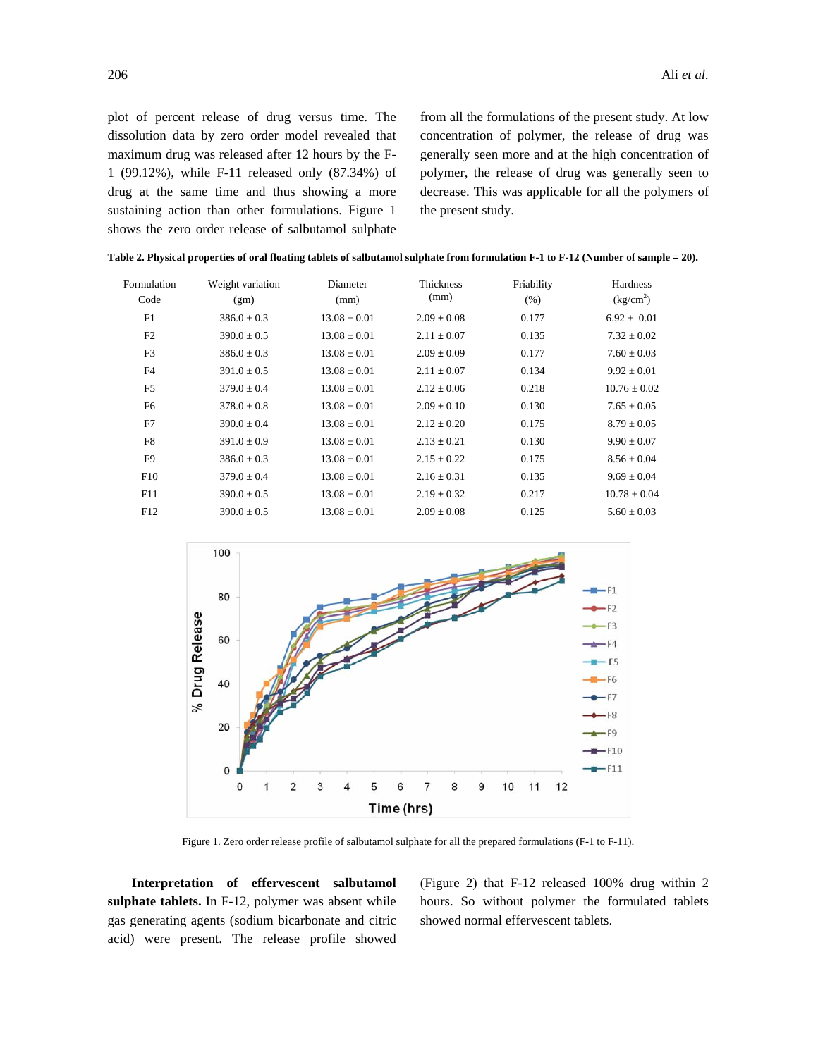plot of percent release of drug versus time. The dissolution data by zero order model revealed that maximum drug was released after 12 hours by the F-1 (99.12%), while F-11 released only (87.34%) of drug at the same time and thus showing a more sustaining action than other formulations. Figure 1 shows the zero order release of salbutamol sulphate from all the formulations of the present study. At low concentration of polymer, the release of drug was generally seen more and at the high concentration of polymer, the release of drug was generally seen to decrease. This was applicable for all the polymers of the present study.

**Table 2. Physical properties of oral floating tablets of salbutamol sulphate from formulation F-1 to F-12 (Number of sample = 20).**

| Formulation Code | Weight variation (gm) | Diameter (mm) | Thickness (mm) | Friability (%) | Hardness (kg/cm$^2$) |
|---|---|---|---|---|---|
| F1 | 386.0 ± 0.3 | 13.08 ± 0.01 | 2.09 ± 0.08 | 0.177 | 6.92 ± 0.01 |
| F2 | 390.0 ± 0.5 | 13.08 ± 0.01 | 2.11 ± 0.07 | 0.135 | 7.32 ± 0.02 |
| F3 | 386.0 ± 0.3 | 13.08 ± 0.01 | 2.09 ± 0.09 | 0.177 | 7.60 ± 0.03 |
| F4 | 391.0 ± 0.5 | 13.08 ± 0.01 | 2.11 ± 0.07 | 0.134 | 9.92 ± 0.01 |
| F5 | 379.0 ± 0.4 | 13.08 ± 0.01 | 2.12 ± 0.06 | 0.218 | 10.76 ± 0.02 |
| F6 | 378.0 ± 0.8 | 13.08 ± 0.01 | 2.09 ± 0.10 | 0.130 | 7.65 ± 0.05 |
| F7 | 390.0 ± 0.4 | 13.08 ± 0.01 | 2.12 ± 0.20 | 0.175 | 8.79 ± 0.05 |
| F8 | 391.0 ± 0.9 | 13.08 ± 0.01 | 2.13 ± 0.21 | 0.130 | 9.90 ± 0.07 |
| F9 | 386.0 ± 0.3 | 13.08 ± 0.01 | 2.15 ± 0.22 | 0.175 | 8.56 ± 0.04 |
| F10 | 379.0 ± 0.4 | 13.08 ± 0.01 | 2.16 ± 0.31 | 0.135 | 9.69 ± 0.04 |
| F11 | 390.0 ± 0.5 | 13.08 ± 0.01 | 2.19 ± 0.32 | 0.217 | 10.78 ± 0.04 |
| F12 | 390.0 ± 0.5 | 13.08 ± 0.01 | 2.09 ± 0.08 | 0.125 | 5.60 ± 0.03 |

Figure 1. Zero order release profile of salbutamol sulphate for all the prepared formulations (F-1 to F-11).

**Interpretation of effervescent salbutamol sulphate tablets.** In F-12, polymer was absent while gas generating agents (sodium bicarbonate and citric acid) were present. The release profile showed (Figure 2) that F-12 released 100% drug within 2 hours. So without polymer the formulated tablets showed normal effervescent tablets.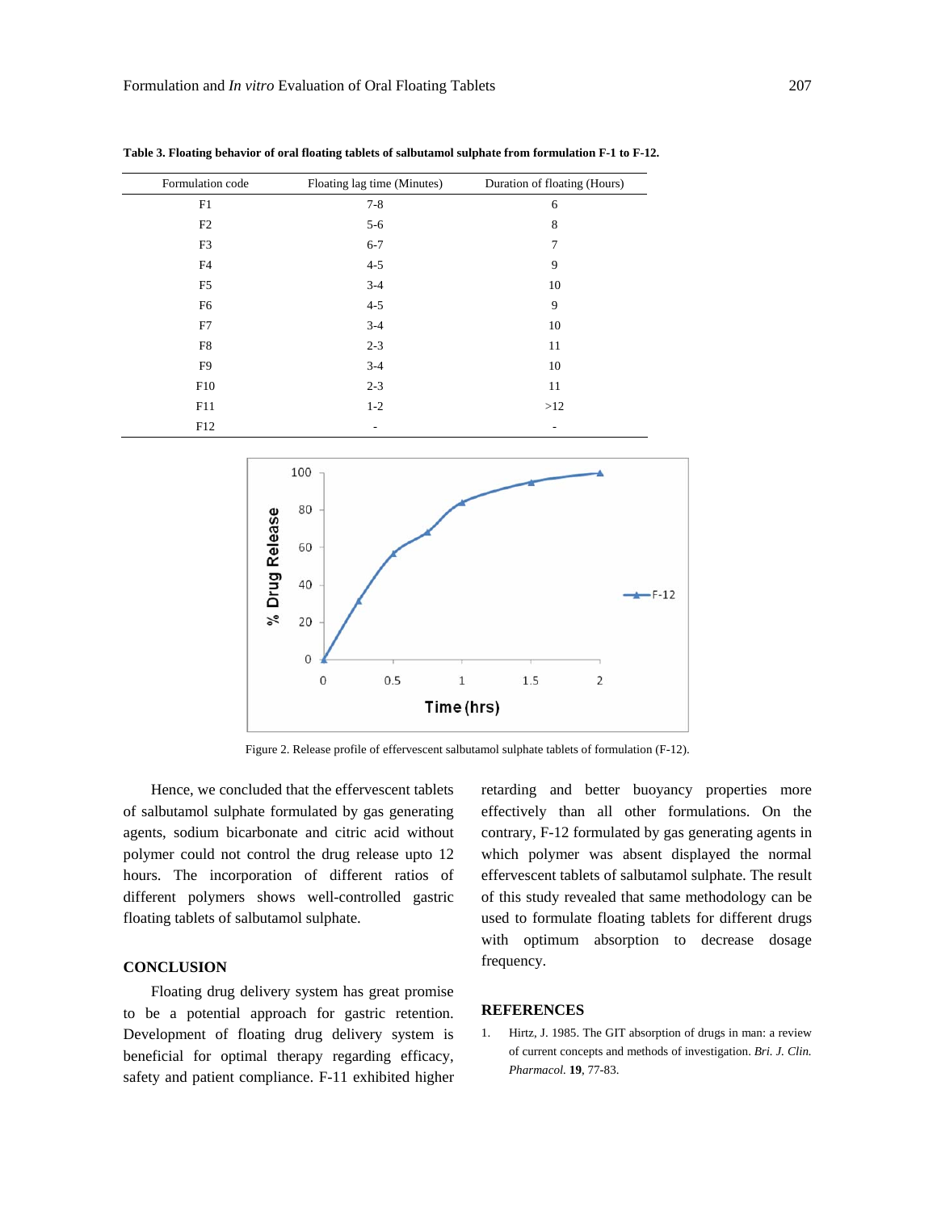**Table 3. Floating behavior of oral floating tablets of salbutamol sulphate from formulation F-1 to F-12.**

| Formulation code | Floating lag time (Minutes) | Duration of floating (Hours) |
|---|---|---|
| F1 | 7-8 | 6 |
| F2 | 5-6 | 8 |
| F3 | 6-7 | 7 |
| F4 | 4-5 | 9 |
| F5 | 3-4 | 10 |
| F6 | 4-5 | 9 |
| F7 | 3-4 | 10 |
| F8 | 2-3 | 11 |
| F9 | 3-4 | 10 |
| F10 | 2-3 | 11 |
| F11 | 1-2 | >12 |
| F12 | - | - |

Figure 2. Release profile of effervescent salbutamol sulphate tablets of formulation (F-12).

Hence, we concluded that the effervescent tablets of salbutamol sulphate formulated by gas generating agents, sodium bicarbonate and citric acid without polymer could not control the drug release upto 12 hours. The incorporation of different ratios of different polymers shows well-controlled gastric floating tablets of salbutamol sulphate.

## CONCLUSION

Floating drug delivery system has great promise to be a potential approach for gastric retention. Development of floating drug delivery system is beneficial for optimal therapy regarding efficacy, safety and patient compliance. F-11 exhibited higher retarding and better buoyancy properties more effectively than all other formulations. On the contrary, F-12 formulated by gas generating agents in which polymer was absent displayed the normal effervescent tablets of salbutamol sulphate. The result of this study revealed that same methodology can be used to formulate floating tablets for different drugs with optimum absorption to decrease dosage frequency.

## REFERENCES

1. Hirtz, J. 1985. The GIT absorption of drugs in man: a review of current concepts and methods of investigation. *Bri. J. Clin. Pharmacol.* **19**, 77-83.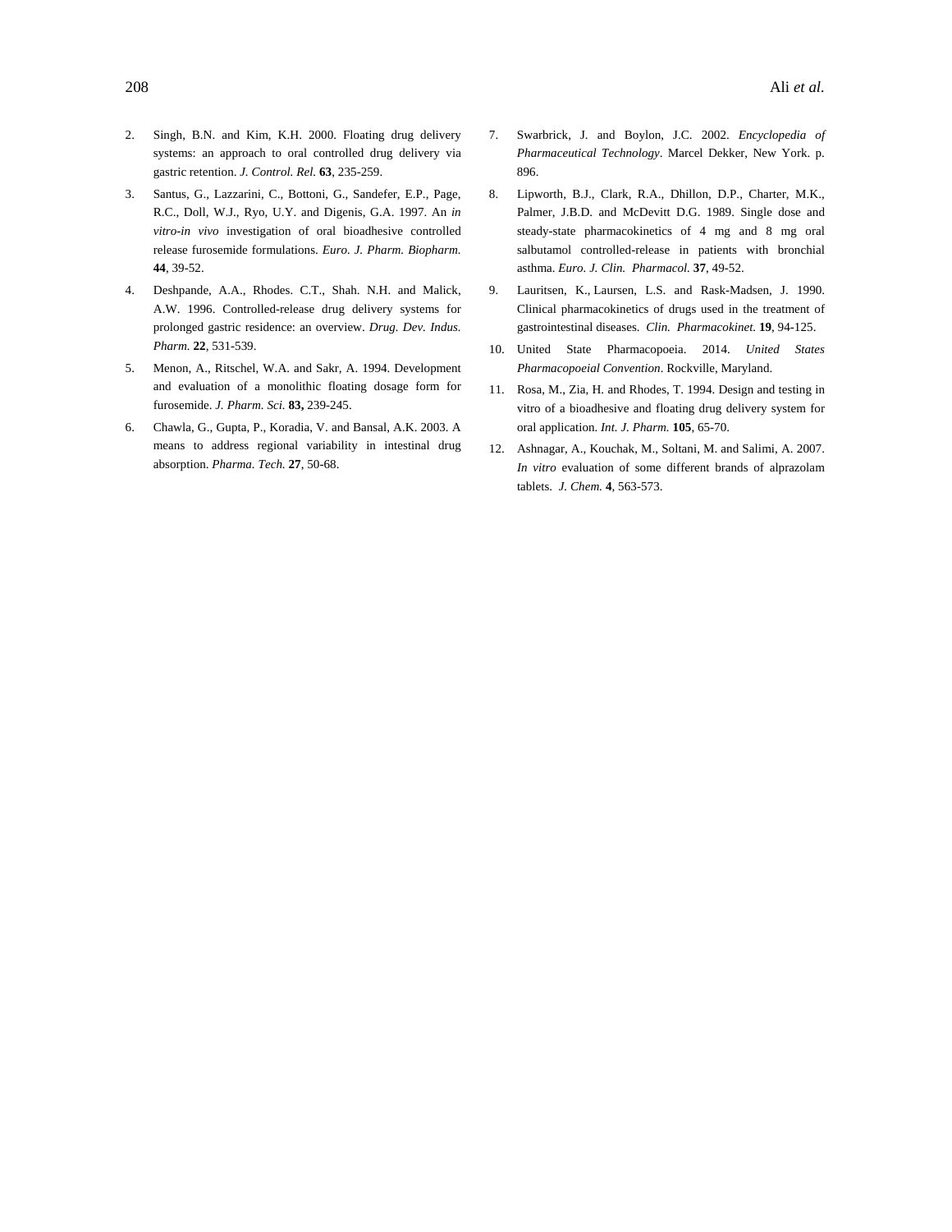2. Singh, B.N. and Kim, K.H. 2000. Floating drug delivery systems: an approach to oral controlled drug delivery via gastric retention. *J. Control. Rel.* **63**, 235-259.
3. Santus, G., Lazzarini, C., Bottoni, G., Sandefer, E.P., Page, R.C., Doll, W.J., Ryo, U.Y. and Digenis, G.A. 1997. An *in vitro-in vivo* investigation of oral bioadhesive controlled release furosemide formulations. *Euro. J. Pharm. Biopharm.* **44**, 39-52.
4. Deshpande, A.A., Rhodes. C.T., Shah. N.H. and Malick, A.W. 1996. Controlled-release drug delivery systems for prolonged gastric residence: an overview. *Drug. Dev. Indus. Pharm.* **22**, 531-539.
5. Menon, A., Ritschel, W.A. and Sakr, A. 1994. Development and evaluation of a monolithic floating dosage form for furosemide. *J. Pharm. Sci.* **83,** 239-245.
6. Chawla, G., Gupta, P., Koradia, V. and Bansal, A.K. 2003. A means to address regional variability in intestinal drug absorption. *Pharma. Tech.* **27**, 50-68.
7. Swarbrick, J. and Boylon, J.C. 2002. *Encyclopedia of Pharmaceutical Technology*. Marcel Dekker, New York. p. 896.
8. Lipworth, B.J., Clark, R.A., Dhillon, D.P., Charter, M.K., Palmer, J.B.D. and McDevitt D.G. 1989. Single dose and steady-state pharmacokinetics of 4 mg and 8 mg oral salbutamol controlled-release in patients with bronchial asthma. *Euro. J. Clin. Pharmacol.* **37**, 49-52.
9. Lauritsen, K., Laursen, L.S. and Rask-Madsen, J. 1990. Clinical pharmacokinetics of drugs used in the treatment of gastrointestinal diseases. *Clin. Pharmacokinet.* **19**, 94-125.
10. United State Pharmacopoeia. 2014. *United States Pharmacopoeial Convention*. Rockville, Maryland.
11. Rosa, M., Zia, H. and Rhodes, T. 1994. Design and testing in vitro of a bioadhesive and floating drug delivery system for oral application. *Int. J. Pharm.* **105**, 65-70.
12. Ashnagar, A., Kouchak, M., Soltani, M. and Salimi, A. 2007. *In vitro* evaluation of some different brands of alprazolam tablets. *J. Chem.* **4**, 563-573.